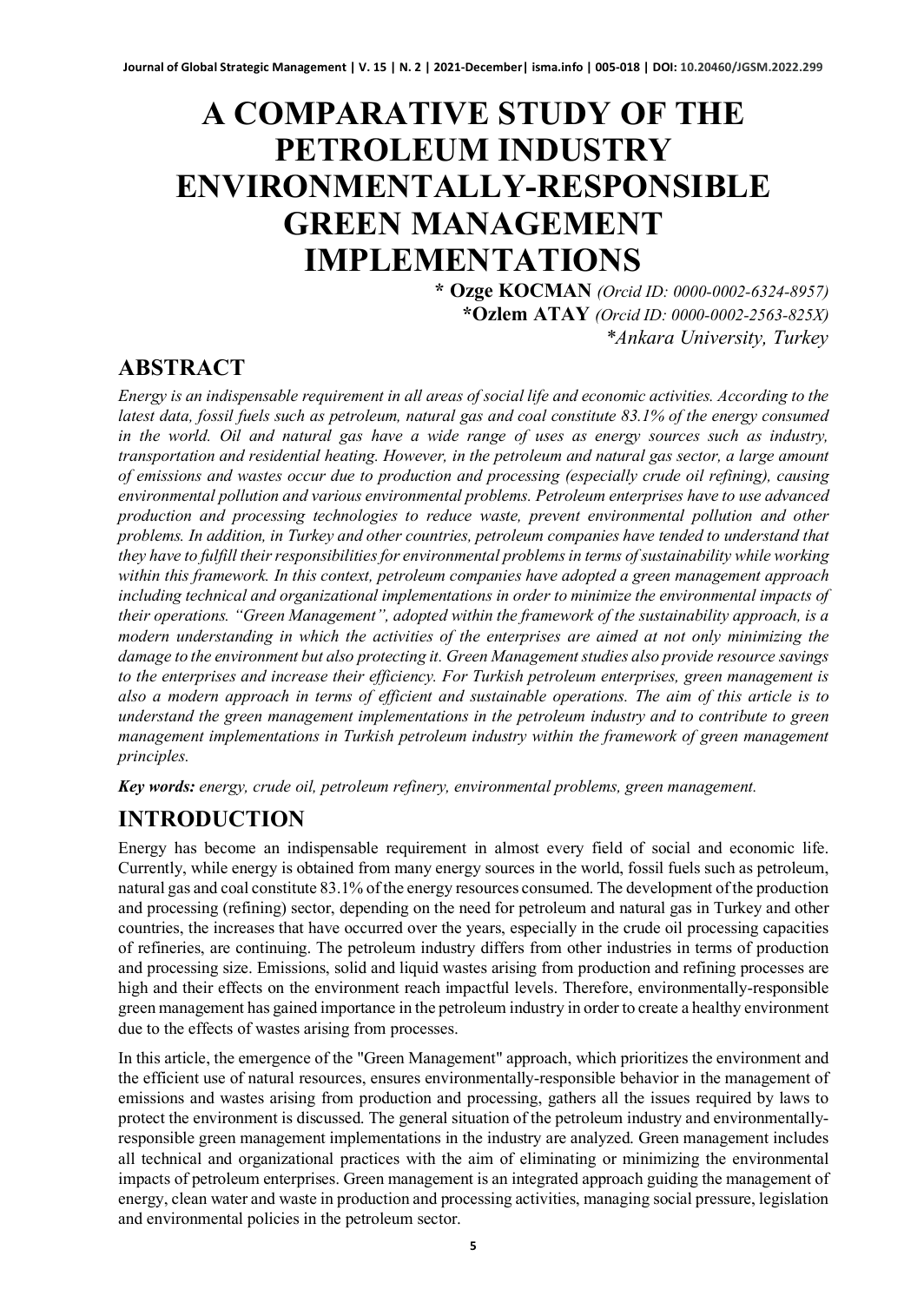# A COMPARATIVE STUDY OF THE PETROLEUM INDUSTRY ENVIRONMENTALLY-RESPONSIBLE GREEN MANAGEMENT IMPLEMENTATIONS

**\* Ozge KOCMAN** *(Orcid ID: 0000-0002-6324-8957)*
**\*Ozlem ATAY** *(Orcid ID: 0000-0002-2563-825X)*
*\*Ankara University, Turkey*

## ABSTRACT

*Energy is an indispensable requirement in all areas of social life and economic activities. According to the latest data, fossil fuels such as petroleum, natural gas and coal constitute 83.1% of the energy consumed in the world. Oil and natural gas have a wide range of uses as energy sources such as industry, transportation and residential heating. However, in the petroleum and natural gas sector, a large amount of emissions and wastes occur due to production and processing (especially crude oil refining), causing environmental pollution and various environmental problems. Petroleum enterprises have to use advanced production and processing technologies to reduce waste, prevent environmental pollution and other problems. In addition, in Turkey and other countries, petroleum companies have tended to understand that they have to fulfill their responsibilities for environmental problems in terms of sustainability while working within this framework. In this context, petroleum companies have adopted a green management approach including technical and organizational implementations in order to minimize the environmental impacts of their operations. "Green Management", adopted within the framework of the sustainability approach, is a modern understanding in which the activities of the enterprises are aimed at not only minimizing the damage to the environment but also protecting it. Green Management studies also provide resource savings to the enterprises and increase their efficiency. For Turkish petroleum enterprises, green management is also a modern approach in terms of efficient and sustainable operations. The aim of this article is to understand the green management implementations in the petroleum industry and to contribute to green management implementations in Turkish petroleum industry within the framework of green management principles.*

***Key words:** energy, crude oil, petroleum refinery, environmental problems, green management.*

## INTRODUCTION

Energy has become an indispensable requirement in almost every field of social and economic life. Currently, while energy is obtained from many energy sources in the world, fossil fuels such as petroleum, natural gas and coal constitute 83.1% of the energy resources consumed. The development of the production and processing (refining) sector, depending on the need for petroleum and natural gas in Turkey and other countries, the increases that have occurred over the years, especially in the crude oil processing capacities of refineries, are continuing. The petroleum industry differs from other industries in terms of production and processing size. Emissions, solid and liquid wastes arising from production and refining processes are high and their effects on the environment reach impactful levels. Therefore, environmentally-responsible green management has gained importance in the petroleum industry in order to create a healthy environment due to the effects of wastes arising from processes.

In this article, the emergence of the "Green Management" approach, which prioritizes the environment and the efficient use of natural resources, ensures environmentally-responsible behavior in the management of emissions and wastes arising from production and processing, gathers all the issues required by laws to protect the environment is discussed. The general situation of the petroleum industry and environmentally-responsible green management implementations in the industry are analyzed. Green management includes all technical and organizational practices with the aim of eliminating or minimizing the environmental impacts of petroleum enterprises. Green management is an integrated approach guiding the management of energy, clean water and waste in production and processing activities, managing social pressure, legislation and environmental policies in the petroleum sector.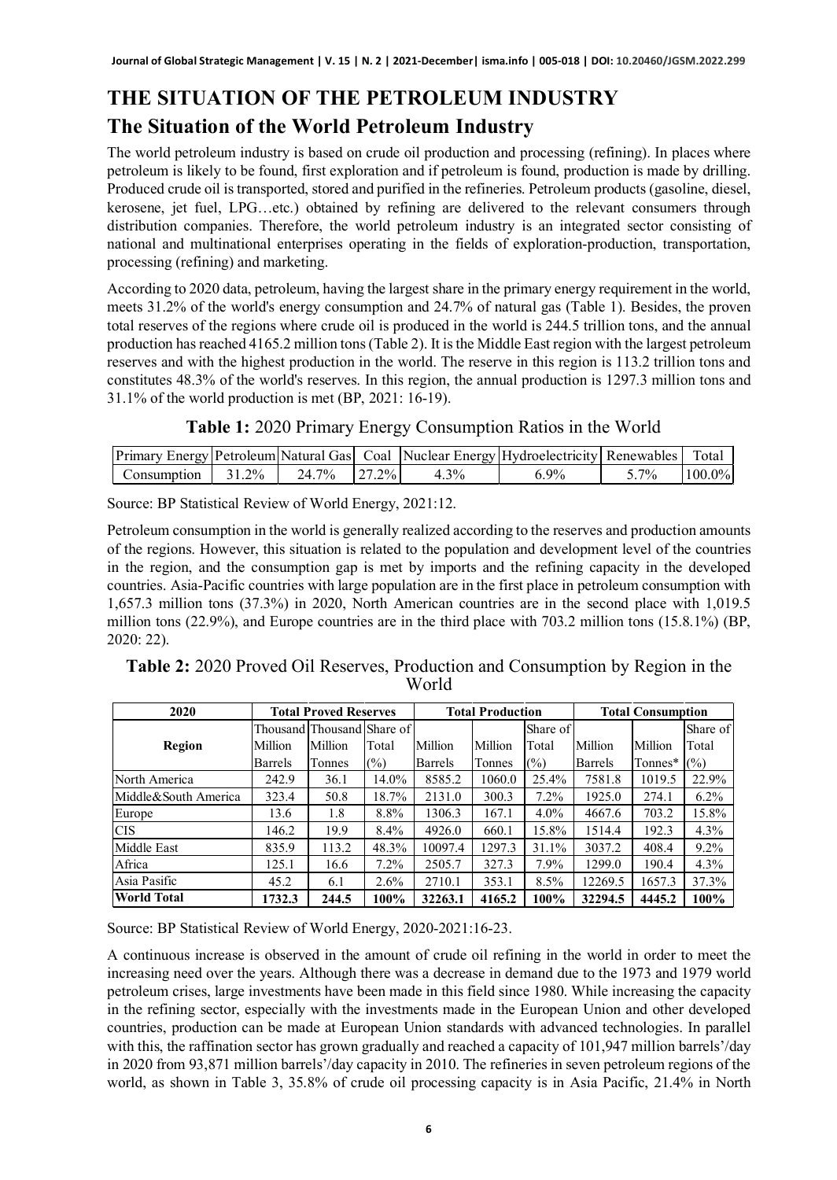# THE SITUATION OF THE PETROLEUM INDUSTRY

## The Situation of the World Petroleum Industry

The world petroleum industry is based on crude oil production and processing (refining). In places where petroleum is likely to be found, first exploration and if petroleum is found, production is made by drilling. Produced crude oil is transported, stored and purified in the refineries. Petroleum products (gasoline, diesel, kerosene, jet fuel, LPG…etc.) obtained by refining are delivered to the relevant consumers through distribution companies. Therefore, the world petroleum industry is an integrated sector consisting of national and multinational enterprises operating in the fields of exploration-production, transportation, processing (refining) and marketing.

According to 2020 data, petroleum, having the largest share in the primary energy requirement in the world, meets 31.2% of the world's energy consumption and 24.7% of natural gas (Table 1). Besides, the proven total reserves of the regions where crude oil is produced in the world is 244.5 trillion tons, and the annual production has reached 4165.2 million tons (Table 2). It is the Middle East region with the largest petroleum reserves and with the highest production in the world. The reserve in this region is 113.2 trillion tons and constitutes 48.3% of the world's reserves. In this region, the annual production is 1297.3 million tons and 31.1% of the world production is met (BP, 2021: 16-19).

**Table 1:** 2020 Primary Energy Consumption Ratios in the World

| Primary Energy | Petroleum | Natural Gas | Coal | Nuclear Energy | Hydroelectricity | Renewables | Total |
|---|---|---|---|---|---|---|---|
| Consumption | 31.2% | 24.7% | 27.2% | 4.3% | 6.9% | 5.7% | 100.0% |

Source: BP Statistical Review of World Energy, 2021:12.

Petroleum consumption in the world is generally realized according to the reserves and production amounts of the regions. However, this situation is related to the population and development level of the countries in the region, and the consumption gap is met by imports and the refining capacity in the developed countries. Asia-Pacific countries with large population are in the first place in petroleum consumption with 1,657.3 million tons (37.3%) in 2020, North American countries are in the second place with 1,019.5 million tons (22.9%), and Europe countries are in the third place with 703.2 million tons (15.8.1%) (BP, 2020: 22).

**Table 2:** 2020 Proved Oil Reserves, Production and Consumption by Region in the World

| 2020 | Total Proved Reserves | | | Total Production | | | Total Consumption | | |
|---|---|---|---|---|---|---|---|---|---|
| Region | Thousand Million Barrels | Thousand Million Tonnes | Share of Total (%) | Million Barrels | Million Tonnes | Share of Total (%) | Million Barrels | Million Tonnes* | Share of Total (%) |
| North America | 242.9 | 36.1 | 14.0% | 8585.2 | 1060.0 | 25.4% | 7581.8 | 1019.5 | 22.9% |
| Middle&South America | 323.4 | 50.8 | 18.7% | 2131.0 | 300.3 | 7.2% | 1925.0 | 274.1 | 6.2% |
| Europe | 13.6 | 1.8 | 8.8% | 1306.3 | 167.1 | 4.0% | 4667.6 | 703.2 | 15.8% |
| CIS | 146.2 | 19.9 | 8.4% | 4926.0 | 660.1 | 15.8% | 1514.4 | 192.3 | 4.3% |
| Middle East | 835.9 | 113.2 | 48.3% | 10097.4 | 1297.3 | 31.1% | 3037.2 | 408.4 | 9.2% |
| Africa | 125.1 | 16.6 | 7.2% | 2505.7 | 327.3 | 7.9% | 1299.0 | 190.4 | 4.3% |
| Asia Pasific | 45.2 | 6.1 | 2.6% | 2710.1 | 353.1 | 8.5% | 12269.5 | 1657.3 | 37.3% |
| **World Total** | **1732.3** | **244.5** | **100%** | **32263.1** | **4165.2** | **100%** | **32294.5** | **4445.2** | **100%** |

Source: BP Statistical Review of World Energy, 2020-2021:16-23.

A continuous increase is observed in the amount of crude oil refining in the world in order to meet the increasing need over the years. Although there was a decrease in demand due to the 1973 and 1979 world petroleum crises, large investments have been made in this field since 1980. While increasing the capacity in the refining sector, especially with the investments made in the European Union and other developed countries, production can be made at European Union standards with advanced technologies. In parallel with this, the raffination sector has grown gradually and reached a capacity of 101,947 million barrels'/day in 2020 from 93,871 million barrels'/day capacity in 2010. The refineries in seven petroleum regions of the world, as shown in Table 3, 35.8% of crude oil processing capacity is in Asia Pacific, 21.4% in North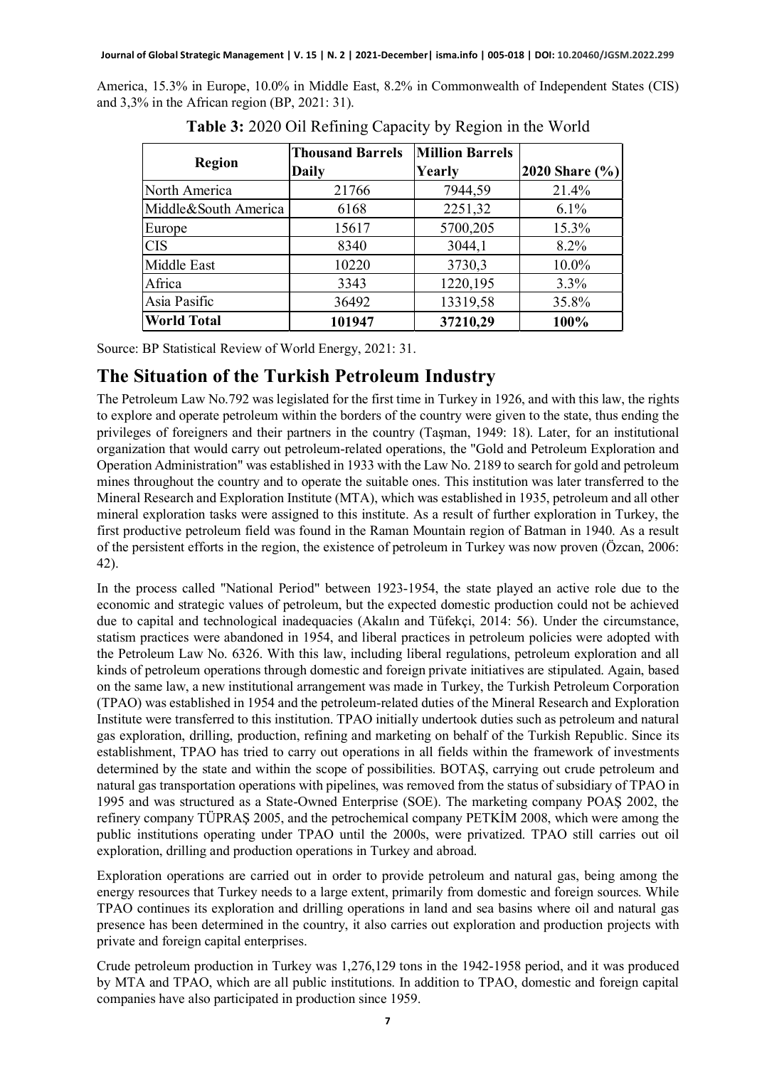America, 15.3% in Europe, 10.0% in Middle East, 8.2% in Commonwealth of Independent States (CIS) and 3,3% in the African region (BP, 2021: 31).

**Table 3:** 2020 Oil Refining Capacity by Region in the World

| Region | Thousand Barrels Daily | Million Barrels Yearly | 2020 Share (%) |
|---|---|---|---|
| North America | 21766 | 7944,59 | 21.4% |
| Middle&South America | 6168 | 2251,32 | 6.1% |
| Europe | 15617 | 5700,205 | 15.3% |
| CIS | 8340 | 3044,1 | 8.2% |
| Middle East | 10220 | 3730,3 | 10.0% |
| Africa | 3343 | 1220,195 | 3.3% |
| Asia Pasific | 36492 | 13319,58 | 35.8% |
| **World Total** | **101947** | **37210,29** | **100%** |

Source: BP Statistical Review of World Energy, 2021: 31.

## The Situation of the Turkish Petroleum Industry

The Petroleum Law No.792 was legislated for the first time in Turkey in 1926, and with this law, the rights to explore and operate petroleum within the borders of the country were given to the state, thus ending the privileges of foreigners and their partners in the country (Taşman, 1949: 18). Later, for an institutional organization that would carry out petroleum-related operations, the "Gold and Petroleum Exploration and Operation Administration" was established in 1933 with the Law No. 2189 to search for gold and petroleum mines throughout the country and to operate the suitable ones. This institution was later transferred to the Mineral Research and Exploration Institute (MTA), which was established in 1935, petroleum and all other mineral exploration tasks were assigned to this institute. As a result of further exploration in Turkey, the first productive petroleum field was found in the Raman Mountain region of Batman in 1940. As a result of the persistent efforts in the region, the existence of petroleum in Turkey was now proven (Özcan, 2006: 42).

In the process called "National Period" between 1923-1954, the state played an active role due to the economic and strategic values of petroleum, but the expected domestic production could not be achieved due to capital and technological inadequacies (Akalın and Tüfekçi, 2014: 56). Under the circumstance, statism practices were abandoned in 1954, and liberal practices in petroleum policies were adopted with the Petroleum Law No. 6326. With this law, including liberal regulations, petroleum exploration and all kinds of petroleum operations through domestic and foreign private initiatives are stipulated. Again, based on the same law, a new institutional arrangement was made in Turkey, the Turkish Petroleum Corporation (TPAO) was established in 1954 and the petroleum-related duties of the Mineral Research and Exploration Institute were transferred to this institution. TPAO initially undertook duties such as petroleum and natural gas exploration, drilling, production, refining and marketing on behalf of the Turkish Republic. Since its establishment, TPAO has tried to carry out operations in all fields within the framework of investments determined by the state and within the scope of possibilities. BOTAŞ, carrying out crude petroleum and natural gas transportation operations with pipelines, was removed from the status of subsidiary of TPAO in 1995 and was structured as a State-Owned Enterprise (SOE). The marketing company POAŞ 2002, the refinery company TÜPRAŞ 2005, and the petrochemical company PETKİM 2008, which were among the public institutions operating under TPAO until the 2000s, were privatized. TPAO still carries out oil exploration, drilling and production operations in Turkey and abroad.

Exploration operations are carried out in order to provide petroleum and natural gas, being among the energy resources that Turkey needs to a large extent, primarily from domestic and foreign sources. While TPAO continues its exploration and drilling operations in land and sea basins where oil and natural gas presence has been determined in the country, it also carries out exploration and production projects with private and foreign capital enterprises.

Crude petroleum production in Turkey was 1,276,129 tons in the 1942-1958 period, and it was produced by MTA and TPAO, which are all public institutions. In addition to TPAO, domestic and foreign capital companies have also participated in production since 1959.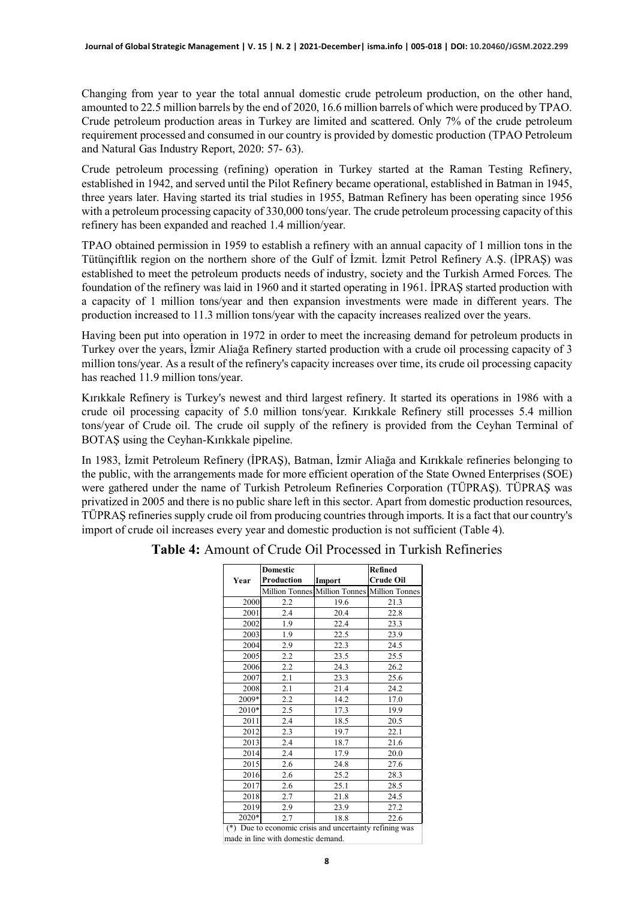Changing from year to year the total annual domestic crude petroleum production, on the other hand, amounted to 22.5 million barrels by the end of 2020, 16.6 million barrels of which were produced by TPAO. Crude petroleum production areas in Turkey are limited and scattered. Only 7% of the crude petroleum requirement processed and consumed in our country is provided by domestic production (TPAO Petroleum and Natural Gas Industry Report, 2020: 57- 63).

Crude petroleum processing (refining) operation in Turkey started at the Raman Testing Refinery, established in 1942, and served until the Pilot Refinery became operational, established in Batman in 1945, three years later. Having started its trial studies in 1955, Batman Refinery has been operating since 1956 with a petroleum processing capacity of 330,000 tons/year. The crude petroleum processing capacity of this refinery has been expanded and reached 1.4 million/year.

TPAO obtained permission in 1959 to establish a refinery with an annual capacity of 1 million tons in the Tütünçiftlik region on the northern shore of the Gulf of İzmit. İzmit Petrol Refinery A.Ş. (İPRAŞ) was established to meet the petroleum products needs of industry, society and the Turkish Armed Forces. The foundation of the refinery was laid in 1960 and it started operating in 1961. İPRAŞ started production with a capacity of 1 million tons/year and then expansion investments were made in different years. The production increased to 11.3 million tons/year with the capacity increases realized over the years.

Having been put into operation in 1972 in order to meet the increasing demand for petroleum products in Turkey over the years, İzmir Aliağa Refinery started production with a crude oil processing capacity of 3 million tons/year. As a result of the refinery's capacity increases over time, its crude oil processing capacity has reached 11.9 million tons/year.

Kırıkkale Refinery is Turkey's newest and third largest refinery. It started its operations in 1986 with a crude oil processing capacity of 5.0 million tons/year. Kırıkkale Refinery still processes 5.4 million tons/year of Crude oil. The crude oil supply of the refinery is provided from the Ceyhan Terminal of BOTAŞ using the Ceyhan-Kırıkkale pipeline.

In 1983, İzmit Petroleum Refinery (İPRAŞ), Batman, İzmir Aliağa and Kırıkkale refineries belonging to the public, with the arrangements made for more efficient operation of the State Owned Enterprises (SOE) were gathered under the name of Turkish Petroleum Refineries Corporation (TÜPRAŞ). TÜPRAŞ was privatized in 2005 and there is no public share left in this sector. Apart from domestic production resources, TÜPRAŞ refineries supply crude oil from producing countries through imports. It is a fact that our country's import of crude oil increases every year and domestic production is not sufficient (Table 4).

**Table 4:** Amount of Crude Oil Processed in Turkish Refineries

| Year | Domestic Production | Import | Refined Crude Oil |
|---|---|---|---|
| | Million Tonnes | Million Tonnes | Million Tonnes |
| 2000 | 2.2 | 19.6 | 21.3 |
| 2001 | 2.4 | 20.4 | 22.8 |
| 2002 | 1.9 | 22.4 | 23.3 |
| 2003 | 1.9 | 22.5 | 23.9 |
| 2004 | 2.9 | 22.3 | 24.5 |
| 2005 | 2.2 | 23.5 | 25.5 |
| 2006 | 2.2 | 24.3 | 26.2 |
| 2007 | 2.1 | 23.3 | 25.6 |
| 2008 | 2.1 | 21.4 | 24.2 |
| 2009* | 2.2 | 14.2 | 17.0 |
| 2010* | 2.5 | 17.3 | 19.9 |
| 2011 | 2.4 | 18.5 | 20.5 |
| 2012 | 2.3 | 19.7 | 22.1 |
| 2013 | 2.4 | 18.7 | 21.6 |
| 2014 | 2.4 | 17.9 | 20.0 |
| 2015 | 2.6 | 24.8 | 27.6 |
| 2016 | 2.6 | 25.2 | 28.3 |
| 2017 | 2.6 | 25.1 | 28.5 |
| 2018 | 2.7 | 21.8 | 24.5 |
| 2019 | 2.9 | 23.9 | 27.2 |
| 2020* | 2.7 | 18.8 | 22.6 |

(*) Due to economic crisis and uncertainty refining was made in line with domestic demand.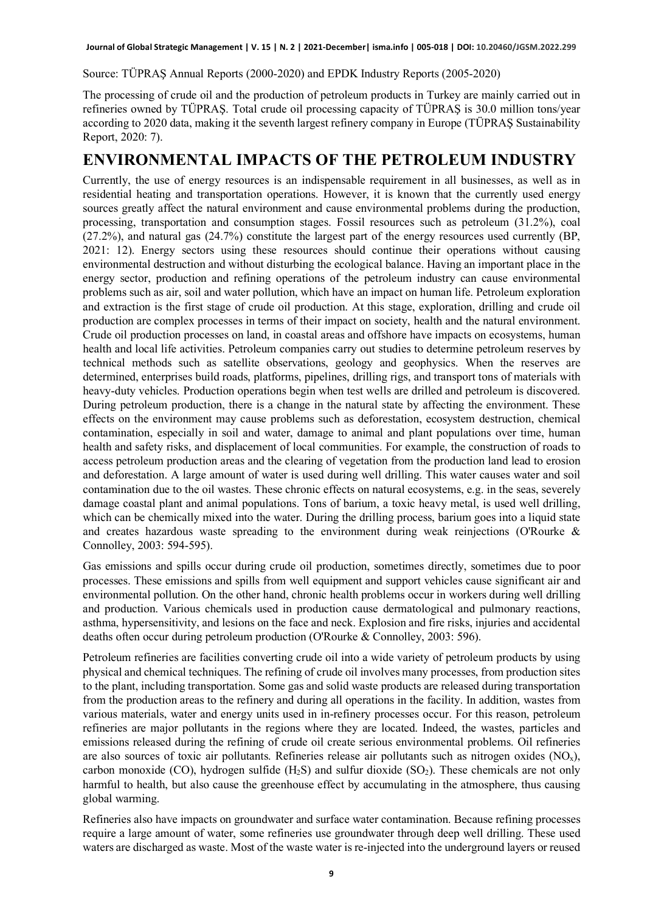Source: TÜPRAŞ Annual Reports (2000-2020) and EPDK Industry Reports (2005-2020)

The processing of crude oil and the production of petroleum products in Turkey are mainly carried out in refineries owned by TÜPRAŞ. Total crude oil processing capacity of TÜPRAŞ is 30.0 million tons/year according to 2020 data, making it the seventh largest refinery company in Europe (TÜPRAŞ Sustainability Report, 2020: 7).

## ENVIRONMENTAL IMPACTS OF THE PETROLEUM INDUSTRY

Currently, the use of energy resources is an indispensable requirement in all businesses, as well as in residential heating and transportation operations. However, it is known that the currently used energy sources greatly affect the natural environment and cause environmental problems during the production, processing, transportation and consumption stages. Fossil resources such as petroleum (31.2%), coal (27.2%), and natural gas (24.7%) constitute the largest part of the energy resources used currently (BP, 2021: 12). Energy sectors using these resources should continue their operations without causing environmental destruction and without disturbing the ecological balance. Having an important place in the energy sector, production and refining operations of the petroleum industry can cause environmental problems such as air, soil and water pollution, which have an impact on human life. Petroleum exploration and extraction is the first stage of crude oil production. At this stage, exploration, drilling and crude oil production are complex processes in terms of their impact on society, health and the natural environment. Crude oil production processes on land, in coastal areas and offshore have impacts on ecosystems, human health and local life activities. Petroleum companies carry out studies to determine petroleum reserves by technical methods such as satellite observations, geology and geophysics. When the reserves are determined, enterprises build roads, platforms, pipelines, drilling rigs, and transport tons of materials with heavy-duty vehicles. Production operations begin when test wells are drilled and petroleum is discovered. During petroleum production, there is a change in the natural state by affecting the environment. These effects on the environment may cause problems such as deforestation, ecosystem destruction, chemical contamination, especially in soil and water, damage to animal and plant populations over time, human health and safety risks, and displacement of local communities. For example, the construction of roads to access petroleum production areas and the clearing of vegetation from the production land lead to erosion and deforestation. A large amount of water is used during well drilling. This water causes water and soil contamination due to the oil wastes. These chronic effects on natural ecosystems, e.g. in the seas, severely damage coastal plant and animal populations. Tons of barium, a toxic heavy metal, is used well drilling, which can be chemically mixed into the water. During the drilling process, barium goes into a liquid state and creates hazardous waste spreading to the environment during weak reinjections (O'Rourke & Connolley, 2003: 594-595).

Gas emissions and spills occur during crude oil production, sometimes directly, sometimes due to poor processes. These emissions and spills from well equipment and support vehicles cause significant air and environmental pollution. On the other hand, chronic health problems occur in workers during well drilling and production. Various chemicals used in production cause dermatological and pulmonary reactions, asthma, hypersensitivity, and lesions on the face and neck. Explosion and fire risks, injuries and accidental deaths often occur during petroleum production (O'Rourke & Connolley, 2003: 596).

Petroleum refineries are facilities converting crude oil into a wide variety of petroleum products by using physical and chemical techniques. The refining of crude oil involves many processes, from production sites to the plant, including transportation. Some gas and solid waste products are released during transportation from the production areas to the refinery and during all operations in the facility. In addition, wastes from various materials, water and energy units used in in-refinery processes occur. For this reason, petroleum refineries are major pollutants in the regions where they are located. Indeed, the wastes, particles and emissions released during the refining of crude oil create serious environmental problems. Oil refineries are also sources of toxic air pollutants. Refineries release air pollutants such as nitrogen oxides ($NO_x$), carbon monoxide (CO), hydrogen sulfide ($H_2S$) and sulfur dioxide ($SO_2$). These chemicals are not only harmful to health, but also cause the greenhouse effect by accumulating in the atmosphere, thus causing global warming.

Refineries also have impacts on groundwater and surface water contamination. Because refining processes require a large amount of water, some refineries use groundwater through deep well drilling. These used waters are discharged as waste. Most of the waste water is re-injected into the underground layers or reused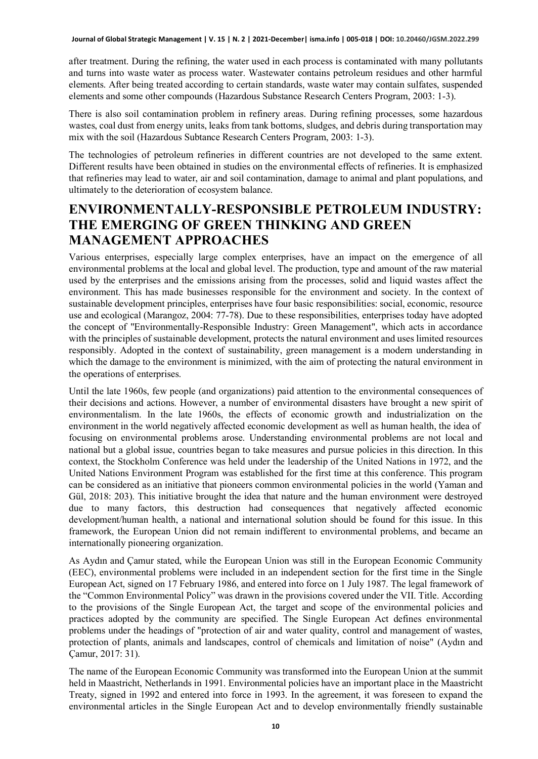after treatment. During the refining, the water used in each process is contaminated with many pollutants and turns into waste water as process water. Wastewater contains petroleum residues and other harmful elements. After being treated according to certain standards, waste water may contain sulfates, suspended elements and some other compounds (Hazardous Substance Research Centers Program, 2003: 1-3).

There is also soil contamination problem in refinery areas. During refining processes, some hazardous wastes, coal dust from energy units, leaks from tank bottoms, sludges, and debris during transportation may mix with the soil (Hazardous Subtance Research Centers Program, 2003: 1-3).

The technologies of petroleum refineries in different countries are not developed to the same extent. Different results have been obtained in studies on the environmental effects of refineries. It is emphasized that refineries may lead to water, air and soil contamination, damage to animal and plant populations, and ultimately to the deterioration of ecosystem balance.

## ENVIRONMENTALLY-RESPONSIBLE PETROLEUM INDUSTRY: THE EMERGING OF GREEN THINKING AND GREEN MANAGEMENT APPROACHES

Various enterprises, especially large complex enterprises, have an impact on the emergence of all environmental problems at the local and global level. The production, type and amount of the raw material used by the enterprises and the emissions arising from the processes, solid and liquid wastes affect the environment. This has made businesses responsible for the environment and society. In the context of sustainable development principles, enterprises have four basic responsibilities: social, economic, resource use and ecological (Marangoz, 2004: 77-78). Due to these responsibilities, enterprises today have adopted the concept of "Environmentally-Responsible Industry: Green Management", which acts in accordance with the principles of sustainable development, protects the natural environment and uses limited resources responsibly. Adopted in the context of sustainability, green management is a modern understanding in which the damage to the environment is minimized, with the aim of protecting the natural environment in the operations of enterprises.

Until the late 1960s, few people (and organizations) paid attention to the environmental consequences of their decisions and actions. However, a number of environmental disasters have brought a new spirit of environmentalism. In the late 1960s, the effects of economic growth and industrialization on the environment in the world negatively affected economic development as well as human health, the idea of focusing on environmental problems arose. Understanding environmental problems are not local and national but a global issue, countries began to take measures and pursue policies in this direction. In this context, the Stockholm Conference was held under the leadership of the United Nations in 1972, and the United Nations Environment Program was established for the first time at this conference. This program can be considered as an initiative that pioneers common environmental policies in the world (Yaman and Gül, 2018: 203). This initiative brought the idea that nature and the human environment were destroyed due to many factors, this destruction had consequences that negatively affected economic development/human health, a national and international solution should be found for this issue. In this framework, the European Union did not remain indifferent to environmental problems, and became an internationally pioneering organization.

As Aydın and Çamur stated, while the European Union was still in the European Economic Community (EEC), environmental problems were included in an independent section for the first time in the Single European Act, signed on 17 February 1986, and entered into force on 1 July 1987. The legal framework of the "Common Environmental Policy" was drawn in the provisions covered under the VII. Title. According to the provisions of the Single European Act, the target and scope of the environmental policies and practices adopted by the community are specified. The Single European Act defines environmental problems under the headings of "protection of air and water quality, control and management of wastes, protection of plants, animals and landscapes, control of chemicals and limitation of noise" (Aydın and Çamur, 2017: 31).

The name of the European Economic Community was transformed into the European Union at the summit held in Maastricht, Netherlands in 1991. Environmental policies have an important place in the Maastricht Treaty, signed in 1992 and entered into force in 1993. In the agreement, it was foreseen to expand the environmental articles in the Single European Act and to develop environmentally friendly sustainable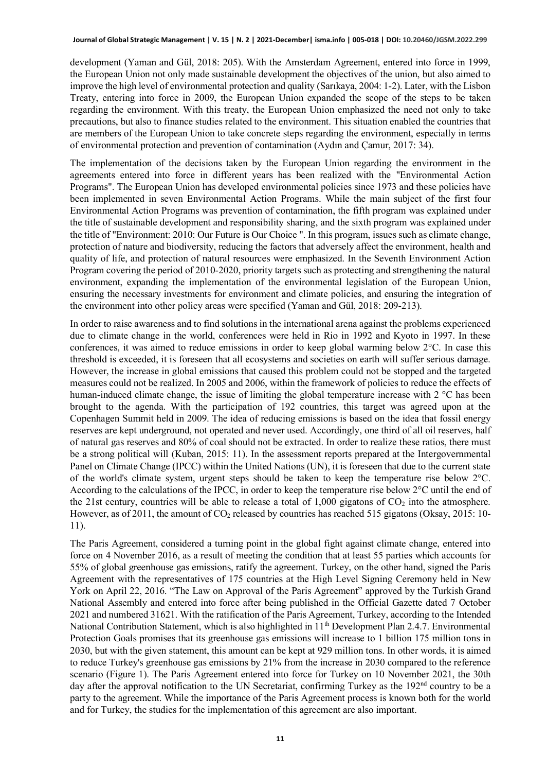development (Yaman and Gül, 2018: 205). With the Amsterdam Agreement, entered into force in 1999, the European Union not only made sustainable development the objectives of the union, but also aimed to improve the high level of environmental protection and quality (Sarıkaya, 2004: 1-2). Later, with the Lisbon Treaty, entering into force in 2009, the European Union expanded the scope of the steps to be taken regarding the environment. With this treaty, the European Union emphasized the need not only to take precautions, but also to finance studies related to the environment. This situation enabled the countries that are members of the European Union to take concrete steps regarding the environment, especially in terms of environmental protection and prevention of contamination (Aydın and Çamur, 2017: 34).

The implementation of the decisions taken by the European Union regarding the environment in the agreements entered into force in different years has been realized with the "Environmental Action Programs". The European Union has developed environmental policies since 1973 and these policies have been implemented in seven Environmental Action Programs. While the main subject of the first four Environmental Action Programs was prevention of contamination, the fifth program was explained under the title of sustainable development and responsibility sharing, and the sixth program was explained under the title of "Environment: 2010: Our Future is Our Choice ". In this program, issues such as climate change, protection of nature and biodiversity, reducing the factors that adversely affect the environment, health and quality of life, and protection of natural resources were emphasized. In the Seventh Environment Action Program covering the period of 2010-2020, priority targets such as protecting and strengthening the natural environment, expanding the implementation of the environmental legislation of the European Union, ensuring the necessary investments for environment and climate policies, and ensuring the integration of the environment into other policy areas were specified (Yaman and Gül, 2018: 209-213).

In order to raise awareness and to find solutions in the international arena against the problems experienced due to climate change in the world, conferences were held in Rio in 1992 and Kyoto in 1997. In these conferences, it was aimed to reduce emissions in order to keep global warming below 2°C. In case this threshold is exceeded, it is foreseen that all ecosystems and societies on earth will suffer serious damage. However, the increase in global emissions that caused this problem could not be stopped and the targeted measures could not be realized. In 2005 and 2006, within the framework of policies to reduce the effects of human-induced climate change, the issue of limiting the global temperature increase with 2 °C has been brought to the agenda. With the participation of 192 countries, this target was agreed upon at the Copenhagen Summit held in 2009. The idea of reducing emissions is based on the idea that fossil energy reserves are kept underground, not operated and never used. Accordingly, one third of all oil reserves, half of natural gas reserves and 80% of coal should not be extracted. In order to realize these ratios, there must be a strong political will (Kuban, 2015: 11). In the assessment reports prepared at the Intergovernmental Panel on Climate Change (IPCC) within the United Nations (UN), it is foreseen that due to the current state of the world's climate system, urgent steps should be taken to keep the temperature rise below 2°C. According to the calculations of the IPCC, in order to keep the temperature rise below 2°C until the end of the 21st century, countries will be able to release a total of 1,000 gigatons of $CO_2$ into the atmosphere. However, as of 2011, the amount of $CO_2$ released by countries has reached 515 gigatons (Oksay, 2015: 10-11).

The Paris Agreement, considered a turning point in the global fight against climate change, entered into force on 4 November 2016, as a result of meeting the condition that at least 55 parties which accounts for 55% of global greenhouse gas emissions, ratify the agreement. Turkey, on the other hand, signed the Paris Agreement with the representatives of 175 countries at the High Level Signing Ceremony held in New York on April 22, 2016. "The Law on Approval of the Paris Agreement" approved by the Turkish Grand National Assembly and entered into force after being published in the Official Gazette dated 7 October 2021 and numbered 31621. With the ratification of the Paris Agreement, Turkey, according to the Intended National Contribution Statement, which is also highlighted in 11th Development Plan 2.4.7. Environmental Protection Goals promises that its greenhouse gas emissions will increase to 1 billion 175 million tons in 2030, but with the given statement, this amount can be kept at 929 million tons. In other words, it is aimed to reduce Turkey's greenhouse gas emissions by 21% from the increase in 2030 compared to the reference scenario (Figure 1). The Paris Agreement entered into force for Turkey on 10 November 2021, the 30th day after the approval notification to the UN Secretariat, confirming Turkey as the 192nd country to be a party to the agreement. While the importance of the Paris Agreement process is known both for the world and for Turkey, the studies for the implementation of this agreement are also important.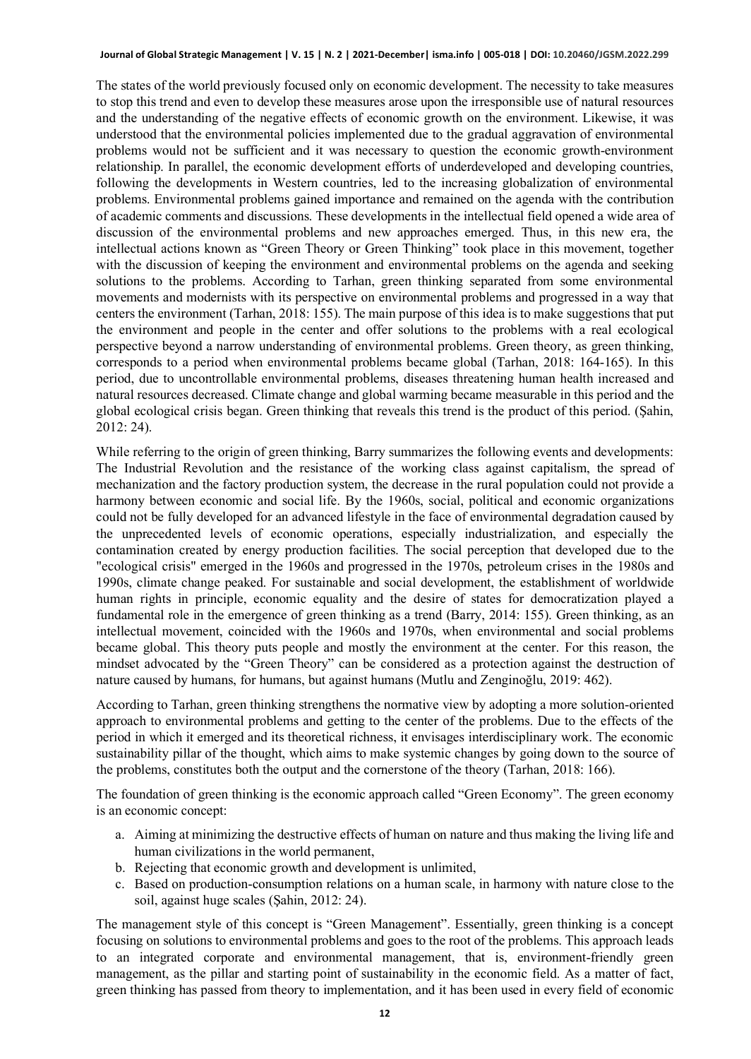The states of the world previously focused only on economic development. The necessity to take measures to stop this trend and even to develop these measures arose upon the irresponsible use of natural resources and the understanding of the negative effects of economic growth on the environment. Likewise, it was understood that the environmental policies implemented due to the gradual aggravation of environmental problems would not be sufficient and it was necessary to question the economic growth-environment relationship. In parallel, the economic development efforts of underdeveloped and developing countries, following the developments in Western countries, led to the increasing globalization of environmental problems. Environmental problems gained importance and remained on the agenda with the contribution of academic comments and discussions. These developments in the intellectual field opened a wide area of discussion of the environmental problems and new approaches emerged. Thus, in this new era, the intellectual actions known as "Green Theory or Green Thinking" took place in this movement, together with the discussion of keeping the environment and environmental problems on the agenda and seeking solutions to the problems. According to Tarhan, green thinking separated from some environmental movements and modernists with its perspective on environmental problems and progressed in a way that centers the environment (Tarhan, 2018: 155). The main purpose of this idea is to make suggestions that put the environment and people in the center and offer solutions to the problems with a real ecological perspective beyond a narrow understanding of environmental problems. Green theory, as green thinking, corresponds to a period when environmental problems became global (Tarhan, 2018: 164-165). In this period, due to uncontrollable environmental problems, diseases threatening human health increased and natural resources decreased. Climate change and global warming became measurable in this period and the global ecological crisis began. Green thinking that reveals this trend is the product of this period. (Şahin, 2012: 24).

While referring to the origin of green thinking, Barry summarizes the following events and developments: The Industrial Revolution and the resistance of the working class against capitalism, the spread of mechanization and the factory production system, the decrease in the rural population could not provide a harmony between economic and social life. By the 1960s, social, political and economic organizations could not be fully developed for an advanced lifestyle in the face of environmental degradation caused by the unprecedented levels of economic operations, especially industrialization, and especially the contamination created by energy production facilities. The social perception that developed due to the "ecological crisis" emerged in the 1960s and progressed in the 1970s, petroleum crises in the 1980s and 1990s, climate change peaked. For sustainable and social development, the establishment of worldwide human rights in principle, economic equality and the desire of states for democratization played a fundamental role in the emergence of green thinking as a trend (Barry, 2014: 155). Green thinking, as an intellectual movement, coincided with the 1960s and 1970s, when environmental and social problems became global. This theory puts people and mostly the environment at the center. For this reason, the mindset advocated by the "Green Theory" can be considered as a protection against the destruction of nature caused by humans, for humans, but against humans (Mutlu and Zenginoğlu, 2019: 462).

According to Tarhan, green thinking strengthens the normative view by adopting a more solution-oriented approach to environmental problems and getting to the center of the problems. Due to the effects of the period in which it emerged and its theoretical richness, it envisages interdisciplinary work. The economic sustainability pillar of the thought, which aims to make systemic changes by going down to the source of the problems, constitutes both the output and the cornerstone of the theory (Tarhan, 2018: 166).

The foundation of green thinking is the economic approach called "Green Economy". The green economy is an economic concept:

a. Aiming at minimizing the destructive effects of human on nature and thus making the living life and human civilizations in the world permanent,
b. Rejecting that economic growth and development is unlimited,
c. Based on production-consumption relations on a human scale, in harmony with nature close to the soil, against huge scales (Şahin, 2012: 24).

The management style of this concept is "Green Management". Essentially, green thinking is a concept focusing on solutions to environmental problems and goes to the root of the problems. This approach leads to an integrated corporate and environmental management, that is, environment-friendly green management, as the pillar and starting point of sustainability in the economic field. As a matter of fact, green thinking has passed from theory to implementation, and it has been used in every field of economic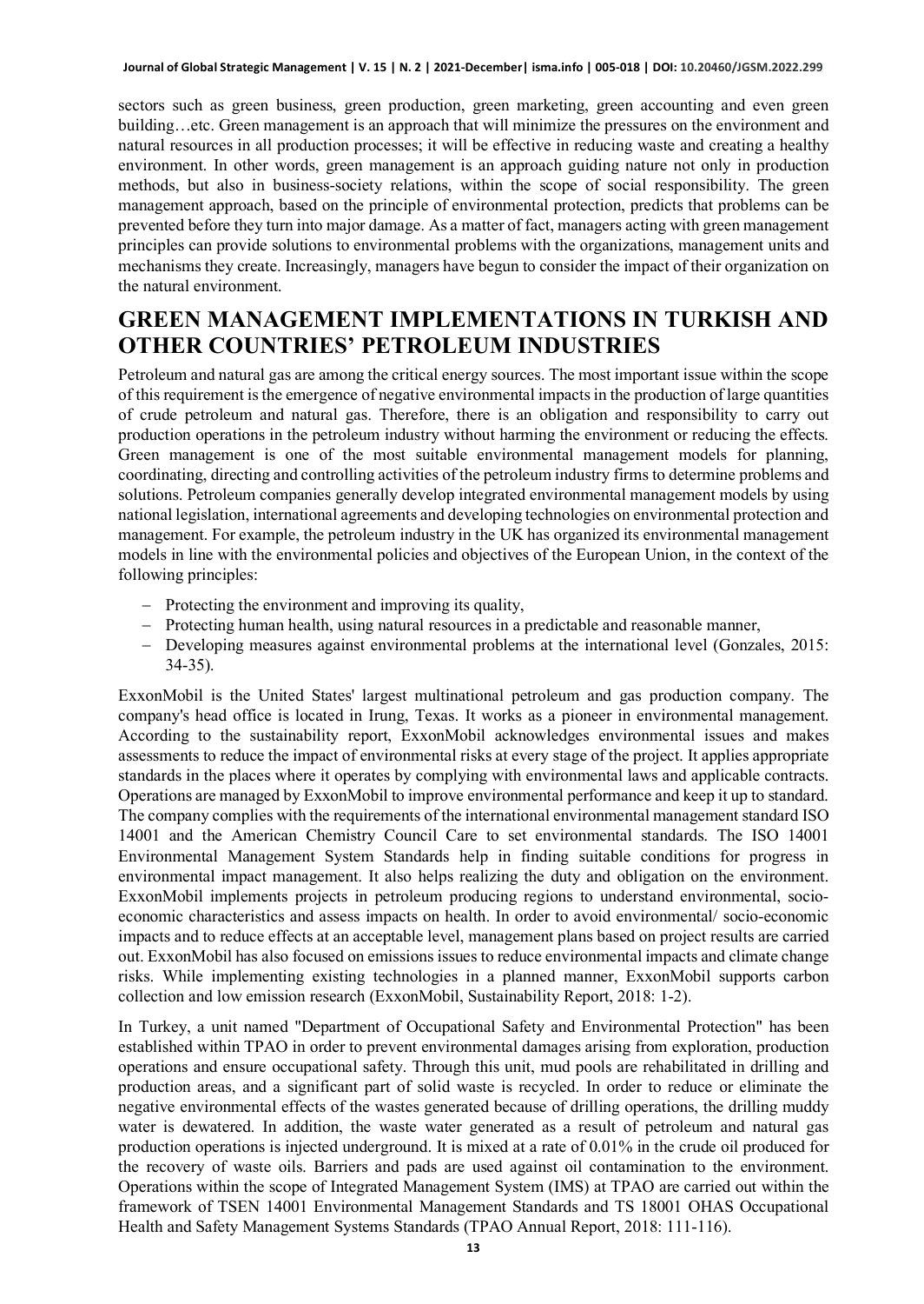sectors such as green business, green production, green marketing, green accounting and even green building…etc. Green management is an approach that will minimize the pressures on the environment and natural resources in all production processes; it will be effective in reducing waste and creating a healthy environment. In other words, green management is an approach guiding nature not only in production methods, but also in business-society relations, within the scope of social responsibility. The green management approach, based on the principle of environmental protection, predicts that problems can be prevented before they turn into major damage. As a matter of fact, managers acting with green management principles can provide solutions to environmental problems with the organizations, management units and mechanisms they create. Increasingly, managers have begun to consider the impact of their organization on the natural environment.

# GREEN MANAGEMENT IMPLEMENTATIONS IN TURKISH AND OTHER COUNTRIES' PETROLEUM INDUSTRIES

Petroleum and natural gas are among the critical energy sources. The most important issue within the scope of this requirement is the emergence of negative environmental impacts in the production of large quantities of crude petroleum and natural gas. Therefore, there is an obligation and responsibility to carry out production operations in the petroleum industry without harming the environment or reducing the effects. Green management is one of the most suitable environmental management models for planning, coordinating, directing and controlling activities of the petroleum industry firms to determine problems and solutions. Petroleum companies generally develop integrated environmental management models by using national legislation, international agreements and developing technologies on environmental protection and management. For example, the petroleum industry in the UK has organized its environmental management models in line with the environmental policies and objectives of the European Union, in the context of the following principles:

- Protecting the environment and improving its quality,
- Protecting human health, using natural resources in a predictable and reasonable manner,
- Developing measures against environmental problems at the international level (Gonzales, 2015: 34-35).

ExxonMobil is the United States' largest multinational petroleum and gas production company. The company's head office is located in Irung, Texas. It works as a pioneer in environmental management. According to the sustainability report, ExxonMobil acknowledges environmental issues and makes assessments to reduce the impact of environmental risks at every stage of the project. It applies appropriate standards in the places where it operates by complying with environmental laws and applicable contracts. Operations are managed by ExxonMobil to improve environmental performance and keep it up to standard. The company complies with the requirements of the international environmental management standard ISO 14001 and the American Chemistry Council Care to set environmental standards. The ISO 14001 Environmental Management System Standards help in finding suitable conditions for progress in environmental impact management. It also helps realizing the duty and obligation on the environment. ExxonMobil implements projects in petroleum producing regions to understand environmental, socio-economic characteristics and assess impacts on health. In order to avoid environmental/ socio-economic impacts and to reduce effects at an acceptable level, management plans based on project results are carried out. ExxonMobil has also focused on emissions issues to reduce environmental impacts and climate change risks. While implementing existing technologies in a planned manner, ExxonMobil supports carbon collection and low emission research (ExxonMobil, Sustainability Report, 2018: 1-2).

In Turkey, a unit named "Department of Occupational Safety and Environmental Protection" has been established within TPAO in order to prevent environmental damages arising from exploration, production operations and ensure occupational safety. Through this unit, mud pools are rehabilitated in drilling and production areas, and a significant part of solid waste is recycled. In order to reduce or eliminate the negative environmental effects of the wastes generated because of drilling operations, the drilling muddy water is dewatered. In addition, the waste water generated as a result of petroleum and natural gas production operations is injected underground. It is mixed at a rate of 0.01% in the crude oil produced for the recovery of waste oils. Barriers and pads are used against oil contamination to the environment. Operations within the scope of Integrated Management System (IMS) at TPAO are carried out within the framework of TSEN 14001 Environmental Management Standards and TS 18001 OHAS Occupational Health and Safety Management Systems Standards (TPAO Annual Report, 2018: 111-116).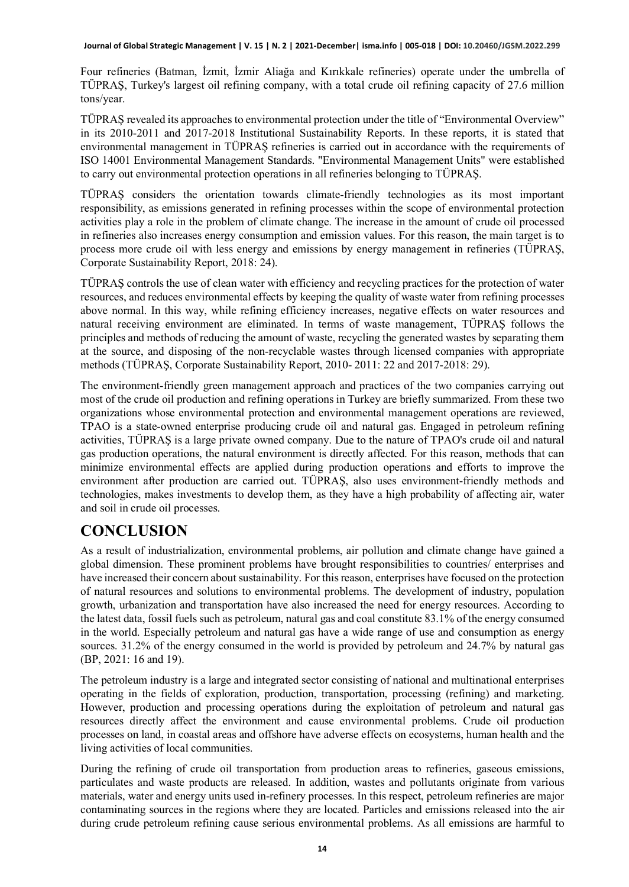Four refineries (Batman, İzmit, İzmir Aliağa and Kırıkkale refineries) operate under the umbrella of TÜPRAŞ, Turkey's largest oil refining company, with a total crude oil refining capacity of 27.6 million tons/year.

TÜPRAŞ revealed its approaches to environmental protection under the title of "Environmental Overview" in its 2010-2011 and 2017-2018 Institutional Sustainability Reports. In these reports, it is stated that environmental management in TÜPRAŞ refineries is carried out in accordance with the requirements of ISO 14001 Environmental Management Standards. "Environmental Management Units" were established to carry out environmental protection operations in all refineries belonging to TÜPRAŞ.

TÜPRAŞ considers the orientation towards climate-friendly technologies as its most important responsibility, as emissions generated in refining processes within the scope of environmental protection activities play a role in the problem of climate change. The increase in the amount of crude oil processed in refineries also increases energy consumption and emission values. For this reason, the main target is to process more crude oil with less energy and emissions by energy management in refineries (TÜPRAŞ, Corporate Sustainability Report, 2018: 24).

TÜPRAŞ controls the use of clean water with efficiency and recycling practices for the protection of water resources, and reduces environmental effects by keeping the quality of waste water from refining processes above normal. In this way, while refining efficiency increases, negative effects on water resources and natural receiving environment are eliminated. In terms of waste management, TÜPRAŞ follows the principles and methods of reducing the amount of waste, recycling the generated wastes by separating them at the source, and disposing of the non-recyclable wastes through licensed companies with appropriate methods (TÜPRAŞ, Corporate Sustainability Report, 2010- 2011: 22 and 2017-2018: 29).

The environment-friendly green management approach and practices of the two companies carrying out most of the crude oil production and refining operations in Turkey are briefly summarized. From these two organizations whose environmental protection and environmental management operations are reviewed, TPAO is a state-owned enterprise producing crude oil and natural gas. Engaged in petroleum refining activities, TÜPRAŞ is a large private owned company. Due to the nature of TPAO's crude oil and natural gas production operations, the natural environment is directly affected. For this reason, methods that can minimize environmental effects are applied during production operations and efforts to improve the environment after production are carried out. TÜPRAŞ, also uses environment-friendly methods and technologies, makes investments to develop them, as they have a high probability of affecting air, water and soil in crude oil processes.

# CONCLUSION

As a result of industrialization, environmental problems, air pollution and climate change have gained a global dimension. These prominent problems have brought responsibilities to countries/ enterprises and have increased their concern about sustainability. For this reason, enterprises have focused on the protection of natural resources and solutions to environmental problems. The development of industry, population growth, urbanization and transportation have also increased the need for energy resources. According to the latest data, fossil fuels such as petroleum, natural gas and coal constitute 83.1% of the energy consumed in the world. Especially petroleum and natural gas have a wide range of use and consumption as energy sources. 31.2% of the energy consumed in the world is provided by petroleum and 24.7% by natural gas (BP, 2021: 16 and 19).

The petroleum industry is a large and integrated sector consisting of national and multinational enterprises operating in the fields of exploration, production, transportation, processing (refining) and marketing. However, production and processing operations during the exploitation of petroleum and natural gas resources directly affect the environment and cause environmental problems. Crude oil production processes on land, in coastal areas and offshore have adverse effects on ecosystems, human health and the living activities of local communities.

During the refining of crude oil transportation from production areas to refineries, gaseous emissions, particulates and waste products are released. In addition, wastes and pollutants originate from various materials, water and energy units used in-refinery processes. In this respect, petroleum refineries are major contaminating sources in the regions where they are located. Particles and emissions released into the air during crude petroleum refining cause serious environmental problems. As all emissions are harmful to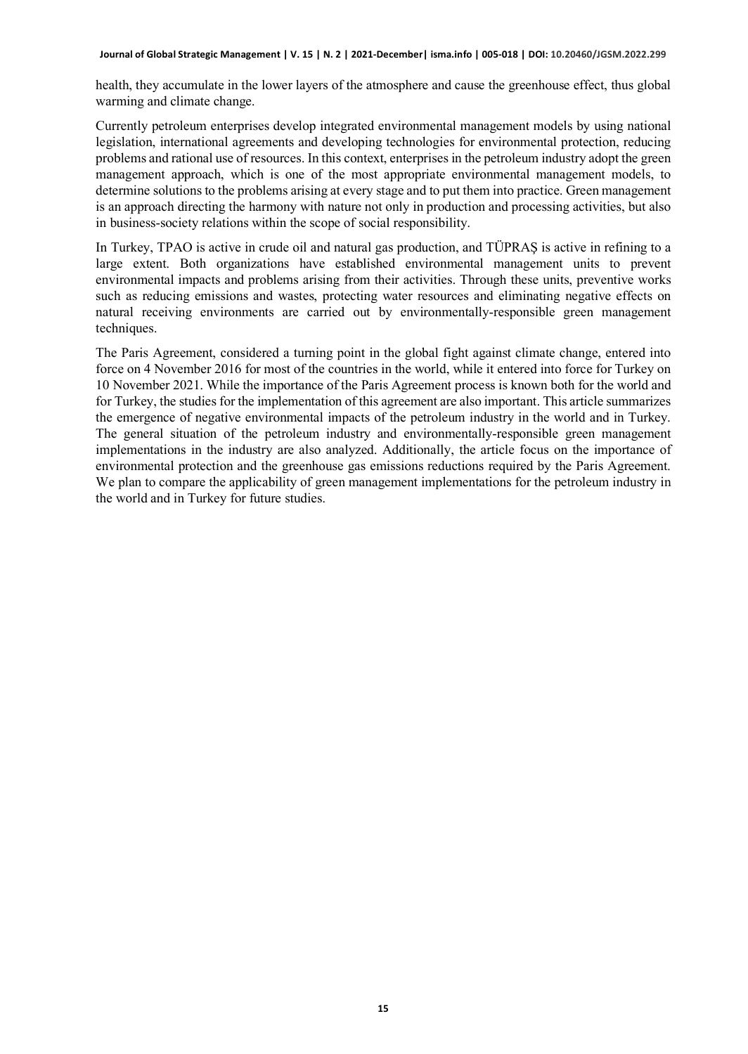health, they accumulate in the lower layers of the atmosphere and cause the greenhouse effect, thus global warming and climate change.

Currently petroleum enterprises develop integrated environmental management models by using national legislation, international agreements and developing technologies for environmental protection, reducing problems and rational use of resources. In this context, enterprises in the petroleum industry adopt the green management approach, which is one of the most appropriate environmental management models, to determine solutions to the problems arising at every stage and to put them into practice. Green management is an approach directing the harmony with nature not only in production and processing activities, but also in business-society relations within the scope of social responsibility.

In Turkey, TPAO is active in crude oil and natural gas production, and TÜPRAŞ is active in refining to a large extent. Both organizations have established environmental management units to prevent environmental impacts and problems arising from their activities. Through these units, preventive works such as reducing emissions and wastes, protecting water resources and eliminating negative effects on natural receiving environments are carried out by environmentally-responsible green management techniques.

The Paris Agreement, considered a turning point in the global fight against climate change, entered into force on 4 November 2016 for most of the countries in the world, while it entered into force for Turkey on 10 November 2021. While the importance of the Paris Agreement process is known both for the world and for Turkey, the studies for the implementation of this agreement are also important. This article summarizes the emergence of negative environmental impacts of the petroleum industry in the world and in Turkey. The general situation of the petroleum industry and environmentally-responsible green management implementations in the industry are also analyzed. Additionally, the article focus on the importance of environmental protection and the greenhouse gas emissions reductions required by the Paris Agreement. We plan to compare the applicability of green management implementations for the petroleum industry in the world and in Turkey for future studies.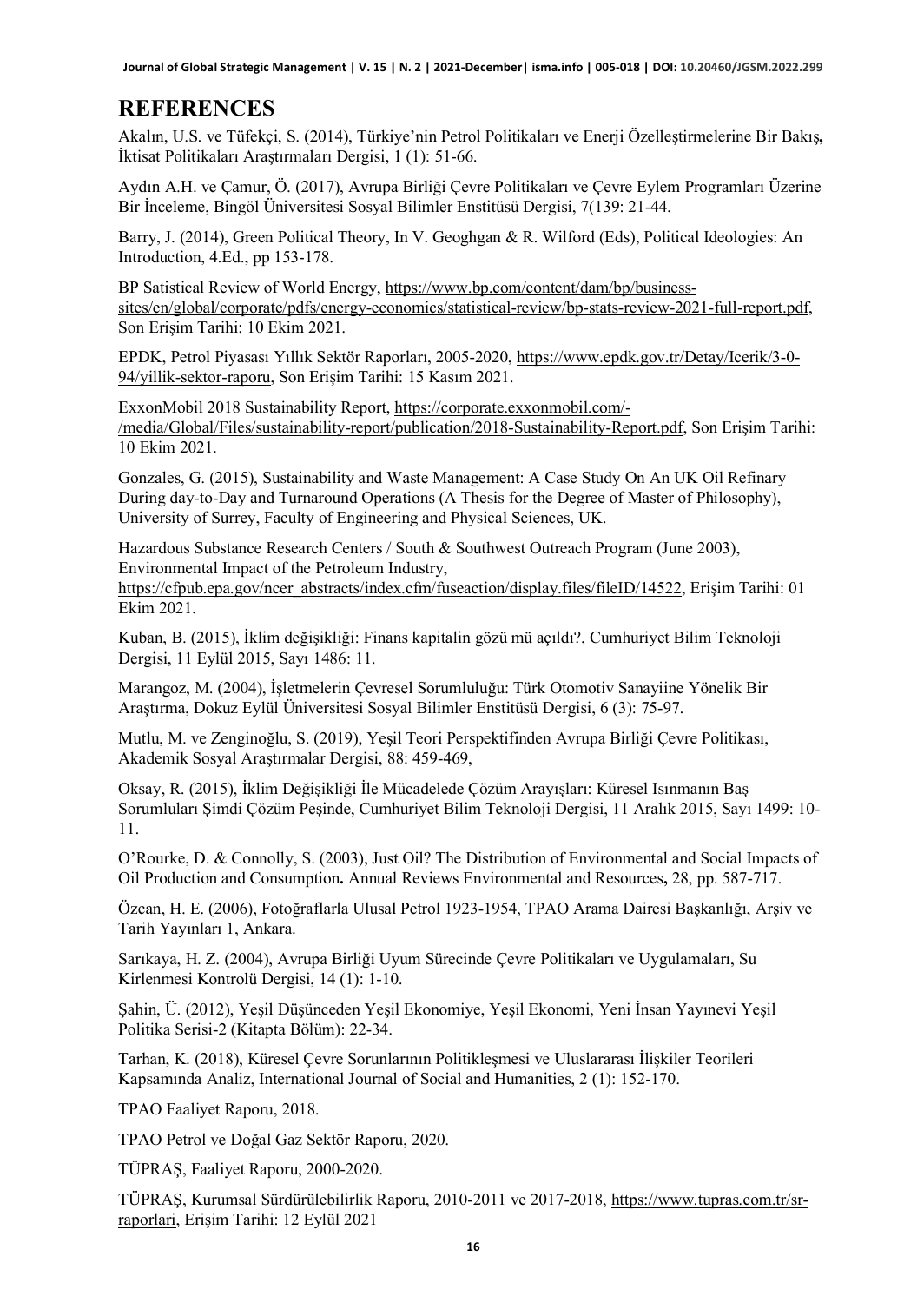# REFERENCES

Akalın, U.S. ve Tüfekçi, S. (2014), Türkiye'nin Petrol Politikaları ve Enerji Özelleştirmelerine Bir Bakış**,** İktisat Politikaları Araştırmaları Dergisi, 1 (1): 51-66.

Aydın A.H. ve Çamur, Ö. (2017), Avrupa Birliği Çevre Politikaları ve Çevre Eylem Programları Üzerine Bir İnceleme, Bingöl Üniversitesi Sosyal Bilimler Enstitüsü Dergisi, 7(139: 21-44.

Barry, J. (2014), Green Political Theory, In V. Geoghgan & R. Wilford (Eds), Political Ideologies: An Introduction, 4.Ed., pp 153-178.

BP Satistical Review of World Energy, https://www.bp.com/content/dam/bp/business-sites/en/global/corporate/pdfs/energy-economics/statistical-review/bp-stats-review-2021-full-report.pdf, Son Erişim Tarihi: 10 Ekim 2021.

EPDK, Petrol Piyasası Yıllık Sektör Raporları, 2005-2020, https://www.epdk.gov.tr/Detay/Icerik/3-0-94/yillik-sektor-raporu, Son Erişim Tarihi: 15 Kasım 2021.

ExxonMobil 2018 Sustainability Report, https://corporate.exxonmobil.com/-/media/Global/Files/sustainability-report/publication/2018-Sustainability-Report.pdf, Son Erişim Tarihi: 10 Ekim 2021.

Gonzales, G. (2015), Sustainability and Waste Management: A Case Study On An UK Oil Refinary During day-to-Day and Turnaround Operations (A Thesis for the Degree of Master of Philosophy), University of Surrey, Faculty of Engineering and Physical Sciences, UK.

Hazardous Substance Research Centers / South & Southwest Outreach Program (June 2003), Environmental Impact of the Petroleum Industry, https://cfpub.epa.gov/ncer_abstracts/index.cfm/fuseaction/display.files/fileID/14522, Erişim Tarihi: 01 Ekim 2021.

Kuban, B. (2015), İklim değişikliği: Finans kapitalin gözü mü açıldı?, Cumhuriyet Bilim Teknoloji Dergisi, 11 Eylül 2015, Sayı 1486: 11.

Marangoz, M. (2004), İşletmelerin Çevresel Sorumluluğu: Türk Otomotiv Sanayiine Yönelik Bir Araştırma, Dokuz Eylül Üniversitesi Sosyal Bilimler Enstitüsü Dergisi, 6 (3): 75-97.

Mutlu, M. ve Zenginoğlu, S. (2019), Yeşil Teori Perspektifinden Avrupa Birliği Çevre Politikası, Akademik Sosyal Araştırmalar Dergisi, 88: 459-469,

Oksay, R. (2015), İklim Değişikliği İle Mücadelede Çözüm Arayışları: Küresel Isınmanın Baş Sorumluları Şimdi Çözüm Peşinde, Cumhuriyet Bilim Teknoloji Dergisi, 11 Aralık 2015, Sayı 1499: 10-11.

O'Rourke, D. & Connolly, S. (2003), Just Oil? The Distribution of Environmental and Social Impacts of Oil Production and Consumption**.** Annual Reviews Environmental and Resources**,** 28, pp. 587-717.

Özcan, H. E. (2006), Fotoğraflarla Ulusal Petrol 1923-1954, TPAO Arama Dairesi Başkanlığı, Arşiv ve Tarih Yayınları 1, Ankara.

Sarıkaya, H. Z. (2004), Avrupa Birliği Uyum Sürecinde Çevre Politikaları ve Uygulamaları, Su Kirlenmesi Kontrolü Dergisi, 14 (1): 1-10.

Şahin, Ü. (2012), Yeşil Düşünceden Yeşil Ekonomiye, Yeşil Ekonomi, Yeni İnsan Yayınevi Yeşil Politika Serisi-2 (Kitapta Bölüm): 22-34.

Tarhan, K. (2018), Küresel Çevre Sorunlarının Politikleşmesi ve Uluslararası İlişkiler Teorileri Kapsamında Analiz, International Journal of Social and Humanities, 2 (1): 152-170.

TPAO Faaliyet Raporu, 2018.

TPAO Petrol ve Doğal Gaz Sektör Raporu, 2020.

TÜPRAŞ, Faaliyet Raporu, 2000-2020.

TÜPRAŞ, Kurumsal Sürdürülebilirlik Raporu, 2010-2011 ve 2017-2018, https://www.tupras.com.tr/sr-raporlari, Erişim Tarihi: 12 Eylül 2021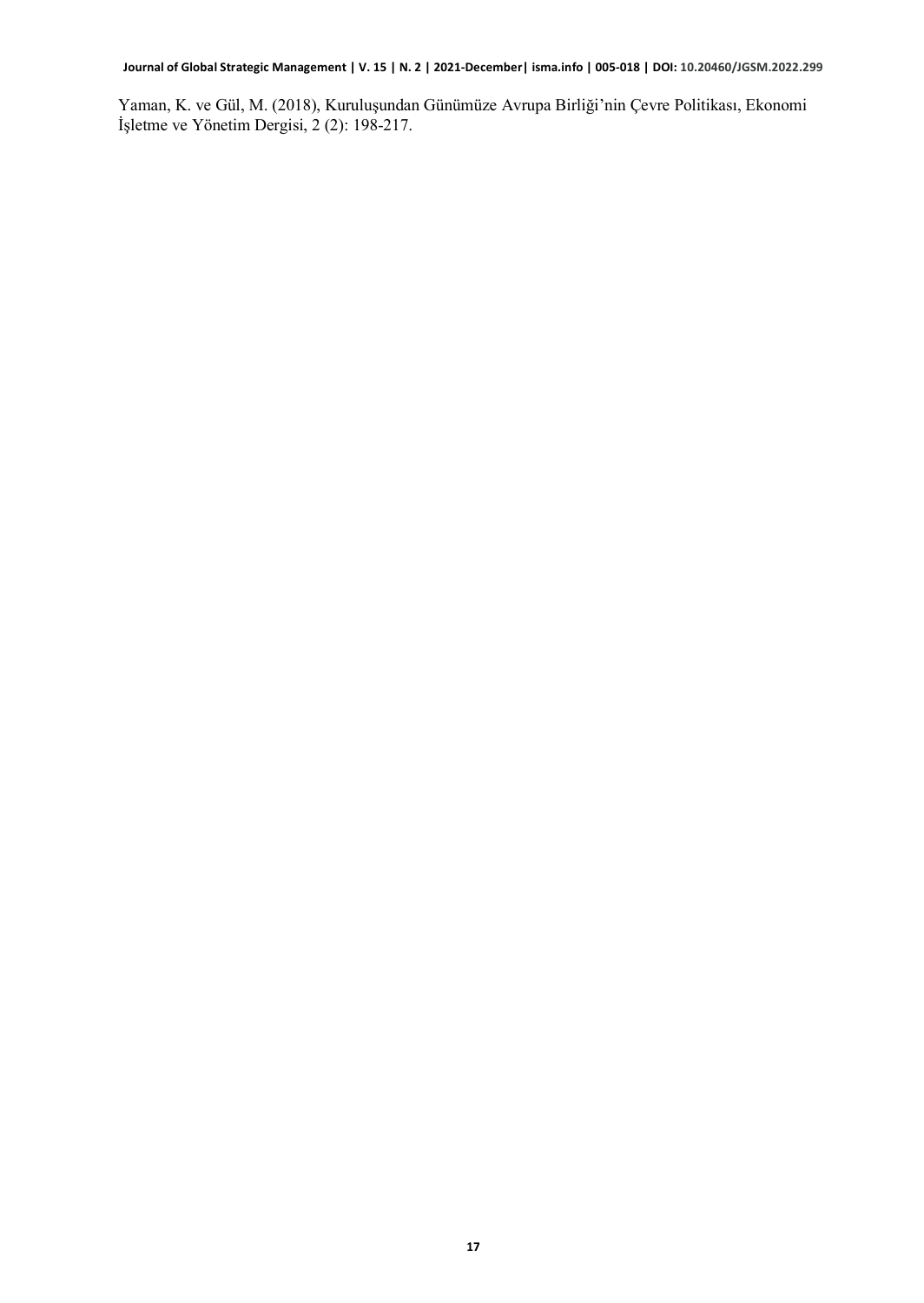Yaman, K. ve Gül, M. (2018), Kuruluşundan Günümüze Avrupa Birliği'nin Çevre Politikası, Ekonomi İşletme ve Yönetim Dergisi, 2 (2): 198-217.